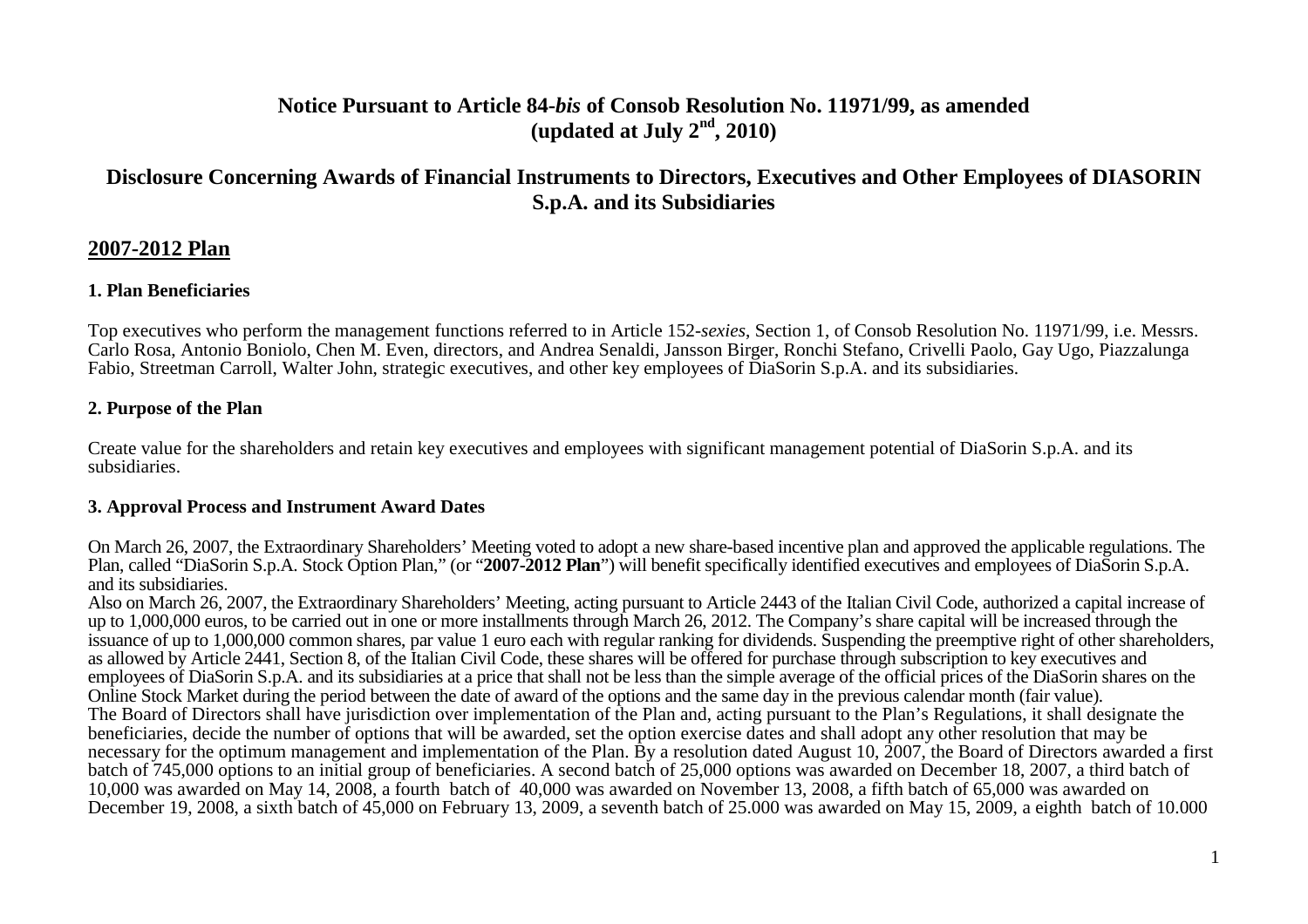# Notice Pursuant to Article 84-*bis* of Consob Resolution No. 11971/99, as amended (updated at July 2nd, 2010)

## Disclosure Concerning Awards of Financial Instruments to Directors, Executives and Other Employees of DIASORIN S.p.A. and its Subsidiaries

## 2007-2012 Plan

### 1. Plan Beneficiaries

Top executives who perform the management functions referred to in Article 152-*sexies*, Section 1, of Consob Resolution No. 11971/99, i.e. Messrs. Carlo Rosa, Antonio Boniolo, Chen M. Even, directors, and Andrea Senaldi, Jansson Birger, Ronchi Stefano, Crivelli Paolo, Gay Ugo, Piazzalunga Fabio, Streetman Carroll, Walter John, strategic executives, and other key employees of DiaSorin S.p.A. and its subsidiaries.

### 2. Purpose of the Plan

Create value for the shareholders and retain key executives and employees with significant management potential of DiaSorin S.p.A. and its subsidiaries.

### 3. Approval Process and Instrument Award Dates

On March 26, 2007, the Extraordinary Shareholders' Meeting voted to adopt a new share-based incentive plan and approved the applicable regulations. The Plan, called "DiaSorin S.p.A. Stock Option Plan," (or "**2007-2012 Plan**") will benefit specifically identified executives and employees of DiaSorin S.p.A. and its subsidiaries.
Also on March 26, 2007, the Extraordinary Shareholders' Meeting, acting pursuant to Article 2443 of the Italian Civil Code, authorized a capital increase of up to 1,000,000 euros, to be carried out in one or more installments through March 26, 2012. The Company's share capital will be increased through the issuance of up to 1,000,000 common shares, par value 1 euro each with regular ranking for dividends. Suspending the preemptive right of other shareholders, as allowed by Article 2441, Section 8, of the Italian Civil Code, these shares will be offered for purchase through subscription to key executives and employees of DiaSorin S.p.A. and its subsidiaries at a price that shall not be less than the simple average of the official prices of the DiaSorin shares on the Online Stock Market during the period between the date of award of the options and the same day in the previous calendar month (fair value).
The Board of Directors shall have jurisdiction over implementation of the Plan and, acting pursuant to the Plan's Regulations, it shall designate the beneficiaries, decide the number of options that will be awarded, set the option exercise dates and shall adopt any other resolution that may be necessary for the optimum management and implementation of the Plan. By a resolution dated August 10, 2007, the Board of Directors awarded a first batch of 745,000 options to an initial group of beneficiaries. A second batch of 25,000 options was awarded on December 18, 2007, a third batch of 10,000 was awarded on May 14, 2008, a fourth batch of 40,000 was awarded on November 13, 2008, a fifth batch of 65,000 was awarded on December 19, 2008, a sixth batch of 45,000 on February 13, 2009, a seventh batch of 25.000 was awarded on May 15, 2009, a eighth batch of 10.000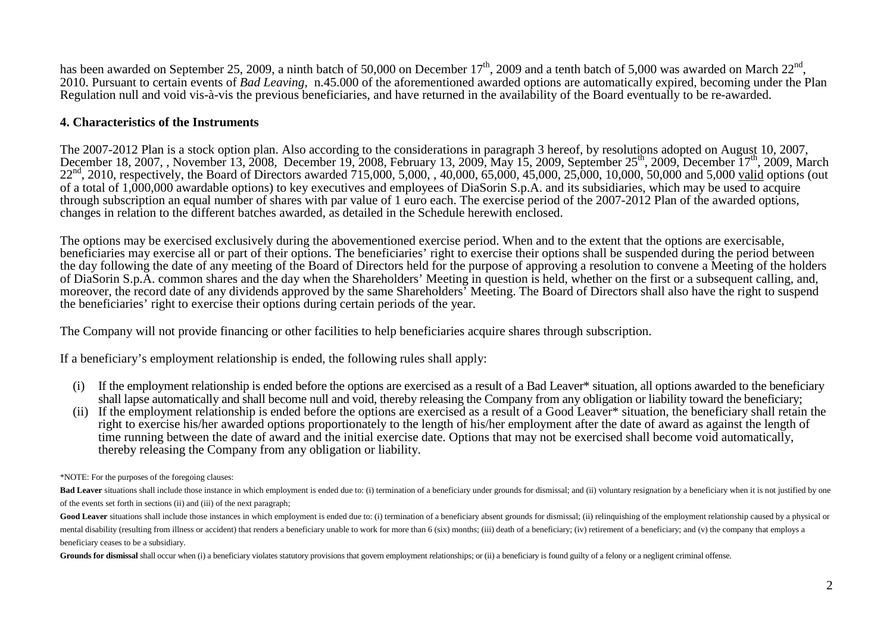has been awarded on September 25, 2009, a ninth batch of 50,000 on December 17th, 2009 and a tenth batch of 5,000 was awarded on March 22nd, 2010. Pursuant to certain events of *Bad Leaving*, n.45.000 of the aforementioned awarded options are automatically expired, becoming under the Plan Regulation null and void vis-à-vis the previous beneficiaries, and have returned in the availability of the Board eventually to be re-awarded.

**4. Characteristics of the Instruments**

The 2007-2012 Plan is a stock option plan. Also according to the considerations in paragraph 3 hereof, by resolutions adopted on August 10, 2007, December 18, 2007, , November 13, 2008, December 19, 2008, February 13, 2009, May 15, 2009, September 25th, 2009, December 17th, 2009, March 22nd, 2010, respectively, the Board of Directors awarded 715,000, 5,000, , 40,000, 65,000, 45,000, 25,000, 10,000, 50,000 and 5,000 valid options (out of a total of 1,000,000 awardable options) to key executives and employees of DiaSorin S.p.A. and its subsidiaries, which may be used to acquire through subscription an equal number of shares with par value of 1 euro each. The exercise period of the 2007-2012 Plan of the awarded options, changes in relation to the different batches awarded, as detailed in the Schedule herewith enclosed.

The options may be exercised exclusively during the abovementioned exercise period. When and to the extent that the options are exercisable, beneficiaries may exercise all or part of their options. The beneficiaries' right to exercise their options shall be suspended during the period between the day following the date of any meeting of the Board of Directors held for the purpose of approving a resolution to convene a Meeting of the holders of DiaSorin S.p.A. common shares and the day when the Shareholders' Meeting in question is held, whether on the first or a subsequent calling, and, moreover, the record date of any dividends approved by the same Shareholders' Meeting. The Board of Directors shall also have the right to suspend the beneficiaries' right to exercise their options during certain periods of the year.

The Company will not provide financing or other facilities to help beneficiaries acquire shares through subscription.

If a beneficiary's employment relationship is ended, the following rules shall apply:

(i) If the employment relationship is ended before the options are exercised as a result of a Bad Leaver* situation, all options awarded to the beneficiary shall lapse automatically and shall become null and void, thereby releasing the Company from any obligation or liability toward the beneficiary;
(ii) If the employment relationship is ended before the options are exercised as a result of a Good Leaver* situation, the beneficiary shall retain the right to exercise his/her awarded options proportionately to the length of his/her employment after the date of award as against the length of time running between the date of award and the initial exercise date. Options that may not be exercised shall become void automatically, thereby releasing the Company from any obligation or liability.

*NOTE: For the purposes of the foregoing clauses:

**Bad Leaver** situations shall include those instance in which employment is ended due to: (i) termination of a beneficiary under grounds for dismissal; and (ii) voluntary resignation by a beneficiary when it is not justified by one of the events set forth in sections (ii) and (iii) of the next paragraph;

**Good Leaver** situations shall include those instances in which employment is ended due to: (i) termination of a beneficiary absent grounds for dismissal; (ii) relinquishing of the employment relationship caused by a physical or mental disability (resulting from illness or accident) that renders a beneficiary unable to work for more than 6 (six) months; (iii) death of a beneficiary; (iv) retirement of a beneficiary; and (v) the company that employs a beneficiary ceases to be a subsidiary.

**Grounds for dismissal** shall occur when (i) a beneficiary violates statutory provisions that govern employment relationships; or (ii) a beneficiary is found guilty of a felony or a negligent criminal offense.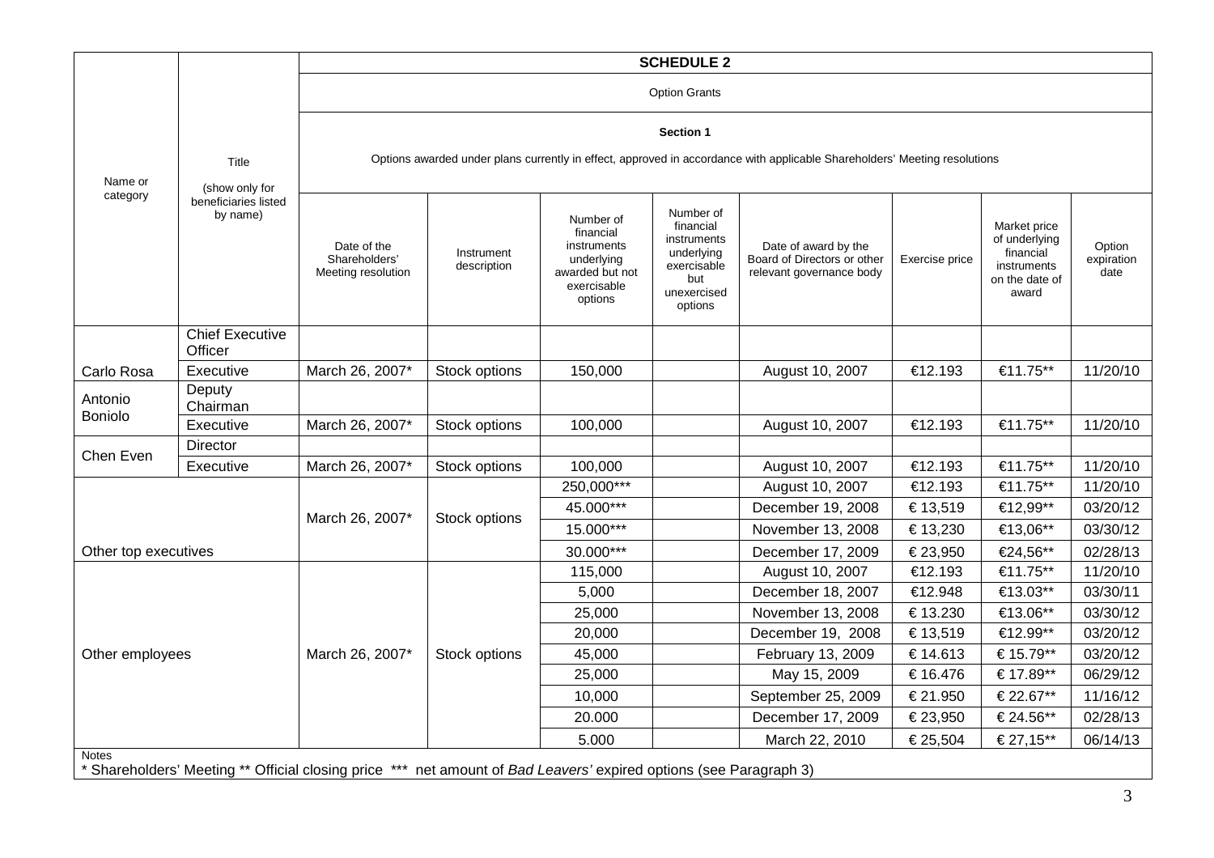| Name or category | Title (show only for beneficiaries listed by name) | SCHEDULE 2 | | | | | | | |
|---|---|---|---|---|---|---|---|---|---|
| | | Option Grants | | | | | | | |
| | | **Section 1** Options awarded under plans currently in effect, approved in accordance with applicable Shareholders' Meeting resolutions | | | | | | | |
| | | Date of the Shareholders' Meeting resolution | Instrument description | Number of financial instruments underlying awarded but not exercisable options | Number of financial instruments underlying exercisable but unexercised options | Date of award by the Board of Directors or other relevant governance body | Exercise price | Market price of underlying financial instruments on the date of award | Option expiration date |
| Carlo Rosa | Chief Executive Officer | | | | | | | | |
| | Executive | March 26, 2007* | Stock options | 150,000 | | August 10, 2007 | €12.193 | €11.75** | 11/20/10 |
| Antonio Boniolo | Deputy Chairman | | | | | | | | |
| | Executive | March 26, 2007* | Stock options | 100,000 | | August 10, 2007 | €12.193 | €11.75** | 11/20/10 |
| Chen Even | Director | | | | | | | | |
| | Executive | March 26, 2007* | Stock options | 100,000 | | August 10, 2007 | €12.193 | €11.75** | 11/20/10 |
| Other top executives | | March 26, 2007* | Stock options | 250,000*** | | August 10, 2007 | €12.193 | €11.75** | 11/20/10 |
| | | | | 45.000*** | | December 19, 2008 | € 13,519 | €12,99** | 03/20/12 |
| | | | | 15.000*** | | November 13, 2008 | € 13,230 | €13,06** | 03/30/12 |
| | | | | 30.000*** | | December 17, 2009 | € 23,950 | €24,56** | 02/28/13 |
| Other employees | | March 26, 2007* | Stock options | 115,000 | | August 10, 2007 | €12.193 | €11.75** | 11/20/10 |
| | | | | 5,000 | | December 18, 2007 | €12.948 | €13.03** | 03/30/11 |
| | | | | 25,000 | | November 13, 2008 | € 13.230 | €13.06** | 03/30/12 |
| | | | | 20,000 | | December 19, 2008 | € 13,519 | €12.99** | 03/20/12 |
| | | | | 45,000 | | February 13, 2009 | € 14.613 | € 15.79** | 03/20/12 |
| | | | | 25,000 | | May 15, 2009 | € 16.476 | € 17.89** | 06/29/12 |
| | | | | 10,000 | | September 25, 2009 | € 21.950 | € 22.67** | 11/16/12 |
| | | | | 20.000 | | December 17, 2009 | € 23,950 | € 24.56** | 02/28/13 |
| | | | | 5.000 | | March 22, 2010 | € 25,504 | € 27,15** | 06/14/13 |

Notes

* Shareholders' Meeting ** Official closing price *** net amount of *Bad Leavers'* expired options (see Paragraph 3)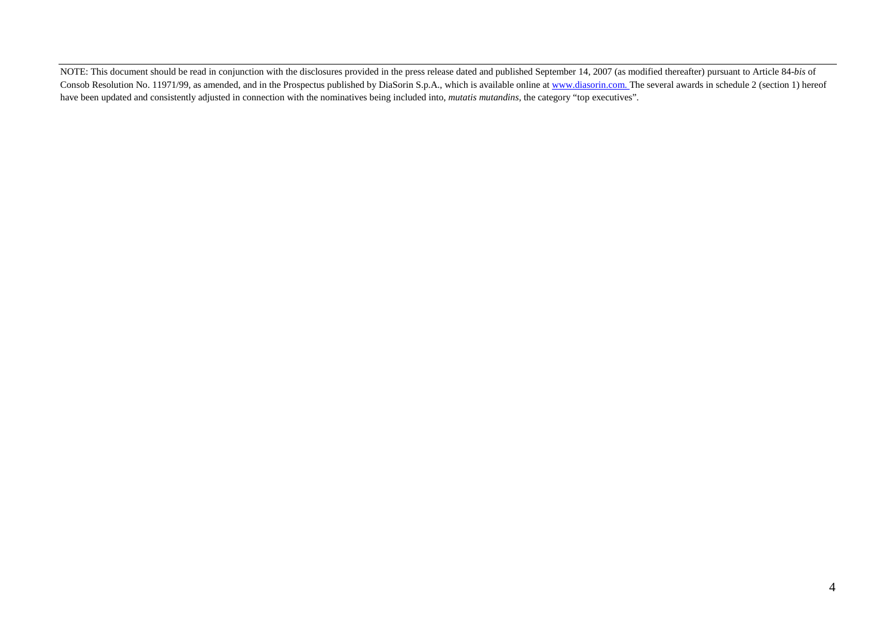NOTE: This document should be read in conjunction with the disclosures provided in the press release dated and published September 14, 2007 (as modified thereafter) pursuant to Article 84-*bis* of Consob Resolution No. 11971/99, as amended, and in the Prospectus published by DiaSorin S.p.A., which is available online at www.diasorin.com. The several awards in schedule 2 (section 1) hereof have been updated and consistently adjusted in connection with the nominatives being included into, *mutatis mutandins*, the category "top executives".